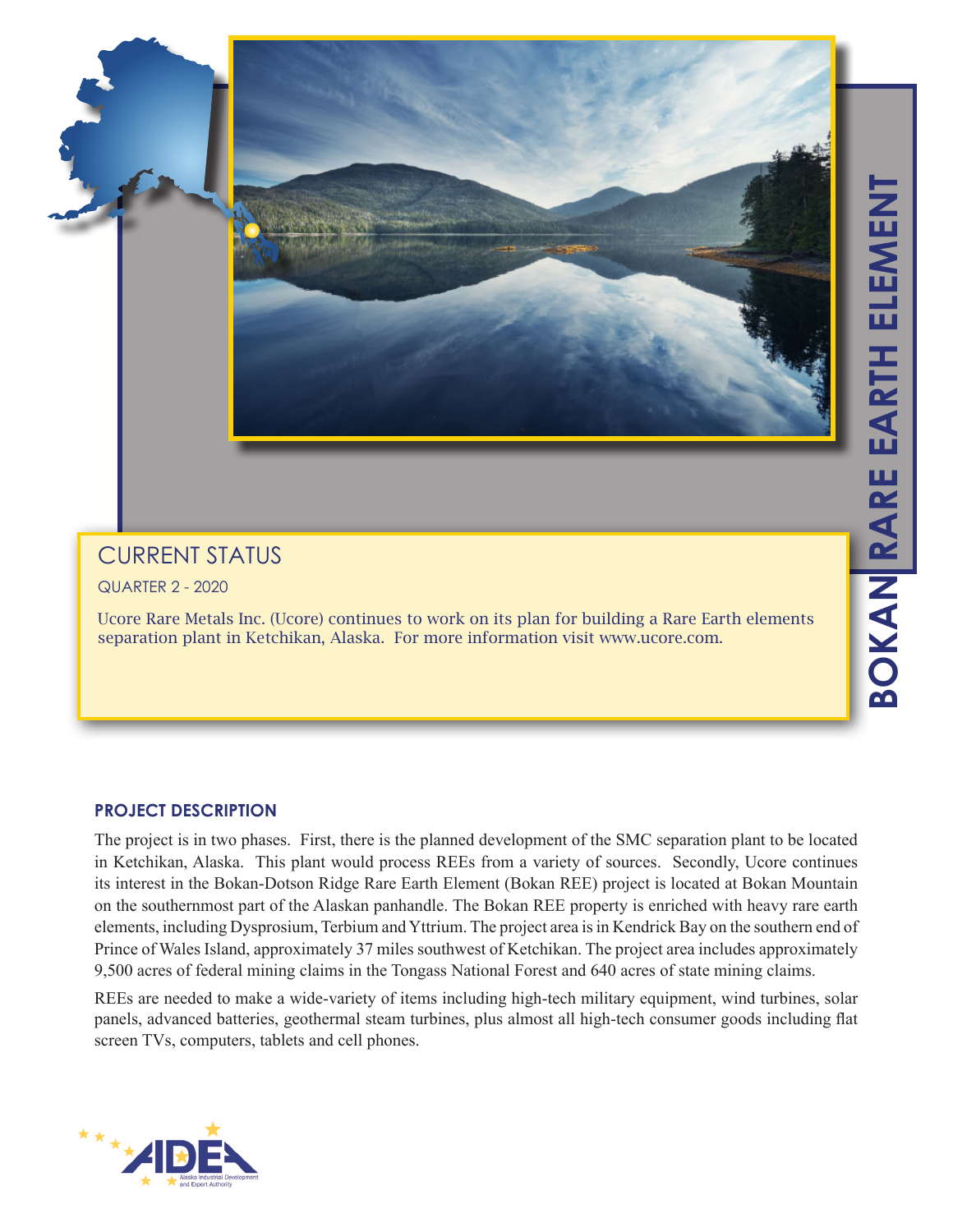# BOKAN RARE EARTH ELEMENT

## CURRENT STATUS

QUARTER 2 - 2020

Ucore Rare Metals Inc. (Ucore) continues to work on its plan for building a Rare Earth elements separation plant in Ketchikan, Alaska. For more information visit www.ucore.com.

### PROJECT DESCRIPTION

The project is in two phases. First, there is the planned development of the SMC separation plant to be located in Ketchikan, Alaska. This plant would process REEs from a variety of sources. Secondly, Ucore continues its interest in the Bokan-Dotson Ridge Rare Earth Element (Bokan REE) project is located at Bokan Mountain on the southernmost part of the Alaskan panhandle. The Bokan REE property is enriched with heavy rare earth elements, including Dysprosium, Terbium and Yttrium. The project area is in Kendrick Bay on the southern end of Prince of Wales Island, approximately 37 miles southwest of Ketchikan. The project area includes approximately 9,500 acres of federal mining claims in the Tongass National Forest and 640 acres of state mining claims.

REEs are needed to make a wide-variety of items including high-tech military equipment, wind turbines, solar panels, advanced batteries, geothermal steam turbines, plus almost all high-tech consumer goods including flat screen TVs, computers, tablets and cell phones.

AIDEA Alaska Industrial Development and Export Authority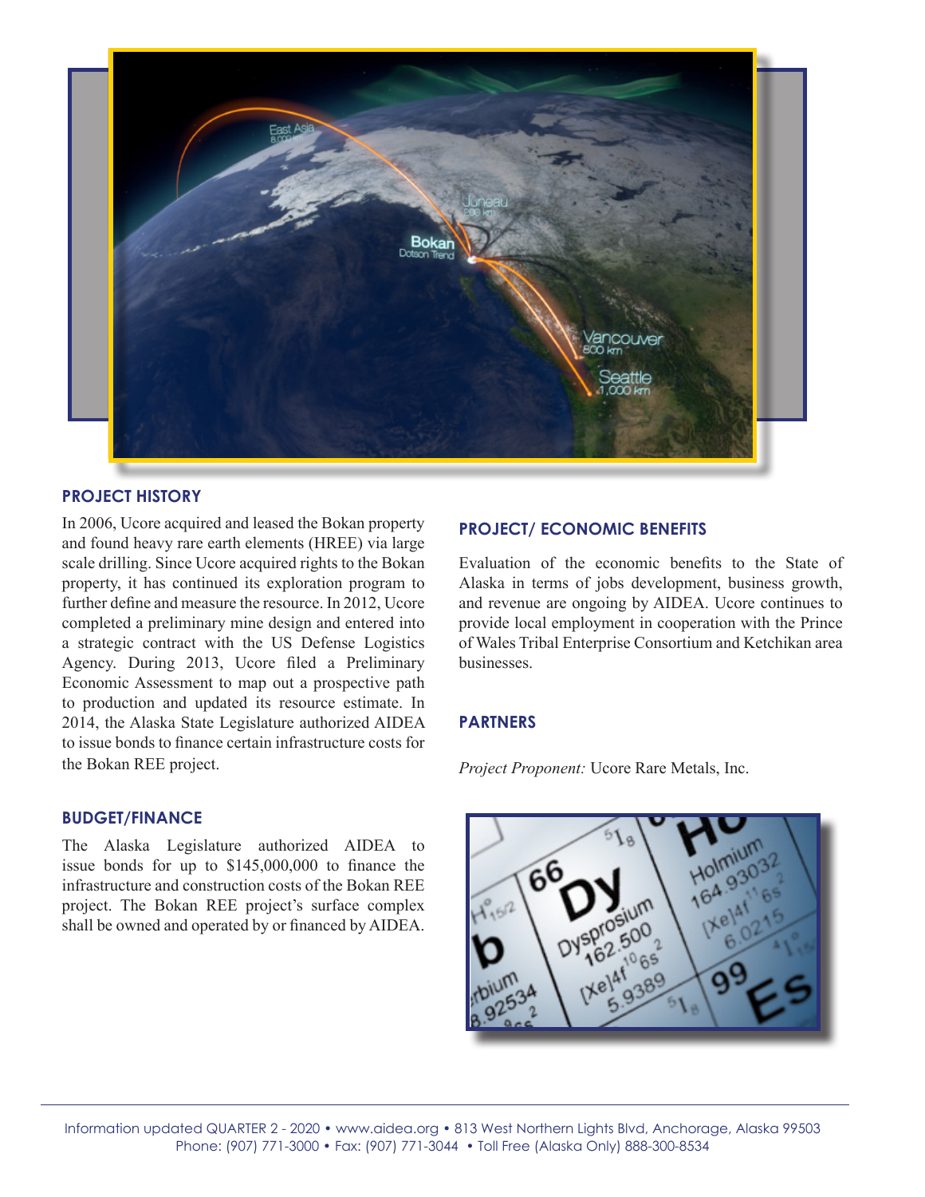## PROJECT HISTORY

In 2006, Ucore acquired and leased the Bokan property and found heavy rare earth elements (HREE) via large scale drilling. Since Ucore acquired rights to the Bokan property, it has continued its exploration program to further define and measure the resource. In 2012, Ucore completed a preliminary mine design and entered into a strategic contract with the US Defense Logistics Agency. During 2013, Ucore filed a Preliminary Economic Assessment to map out a prospective path to production and updated its resource estimate. In 2014, the Alaska State Legislature authorized AIDEA to issue bonds to finance certain infrastructure costs for the Bokan REE project.

## BUDGET/FINANCE

The Alaska Legislature authorized AIDEA to issue bonds for up to $145,000,000 to finance the infrastructure and construction costs of the Bokan REE project. The Bokan REE project's surface complex shall be owned and operated by or financed by AIDEA.

## PROJECT/ ECONOMIC BENEFITS

Evaluation of the economic benefits to the State of Alaska in terms of jobs development, business growth, and revenue are ongoing by AIDEA. Ucore continues to provide local employment in cooperation with the Prince of Wales Tribal Enterprise Consortium and Ketchikan area businesses.

## PARTNERS

*Project Proponent:* Ucore Rare Metals, Inc.

Information updated QUARTER 2 - 2020 • www.aidea.org • 813 West Northern Lights Blvd, Anchorage, Alaska 99503
Phone: (907) 771-3000 • Fax: (907) 771-3044 • Toll Free (Alaska Only) 888-300-8534